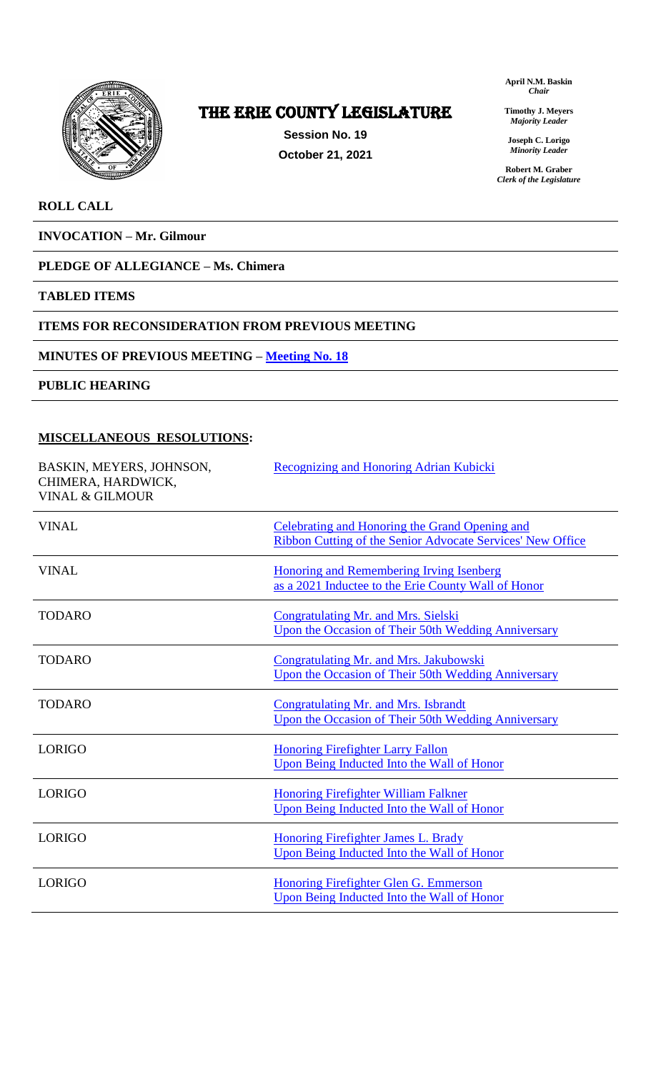# THE ERIE COUNTY LEGISLATURE

**Session No. 19**
**October 21, 2021**

**April N.M. Baskin**
*Chair*

**Timothy J. Meyers**
*Majority Leader*

**Joseph C. Lorigo**
*Minority Leader*

**Robert M. Graber**
*Clerk of the Legislature*

**ROLL CALL**

**INVOCATION – Mr. Gilmour**

**PLEDGE OF ALLEGIANCE – Ms. Chimera**

**TABLED ITEMS**

**ITEMS FOR RECONSIDERATION FROM PREVIOUS MEETING**

**MINUTES OF PREVIOUS MEETING – Meeting No. 18**

**PUBLIC HEARING**

**MISCELLANEOUS RESOLUTIONS:**

| | |
|---|---|
| BASKIN, MEYERS, JOHNSON, CHIMERA, HARDWICK, VINAL & GILMOUR | Recognizing and Honoring Adrian Kubicki |
| VINAL | Celebrating and Honoring the Grand Opening and Ribbon Cutting of the Senior Advocate Services' New Office |
| VINAL | Honoring and Remembering Irving Isenberg as a 2021 Inductee to the Erie County Wall of Honor |
| TODARO | Congratulating Mr. and Mrs. Sielski Upon the Occasion of Their 50th Wedding Anniversary |
| TODARO | Congratulating Mr. and Mrs. Jakubowski Upon the Occasion of Their 50th Wedding Anniversary |
| TODARO | Congratulating Mr. and Mrs. Isbrandt Upon the Occasion of Their 50th Wedding Anniversary |
| LORIGO | Honoring Firefighter Larry Fallon Upon Being Inducted Into the Wall of Honor |
| LORIGO | Honoring Firefighter William Falkner Upon Being Inducted Into the Wall of Honor |
| LORIGO | Honoring Firefighter James L. Brady Upon Being Inducted Into the Wall of Honor |
| LORIGO | Honoring Firefighter Glen G. Emmerson Upon Being Inducted Into the Wall of Honor |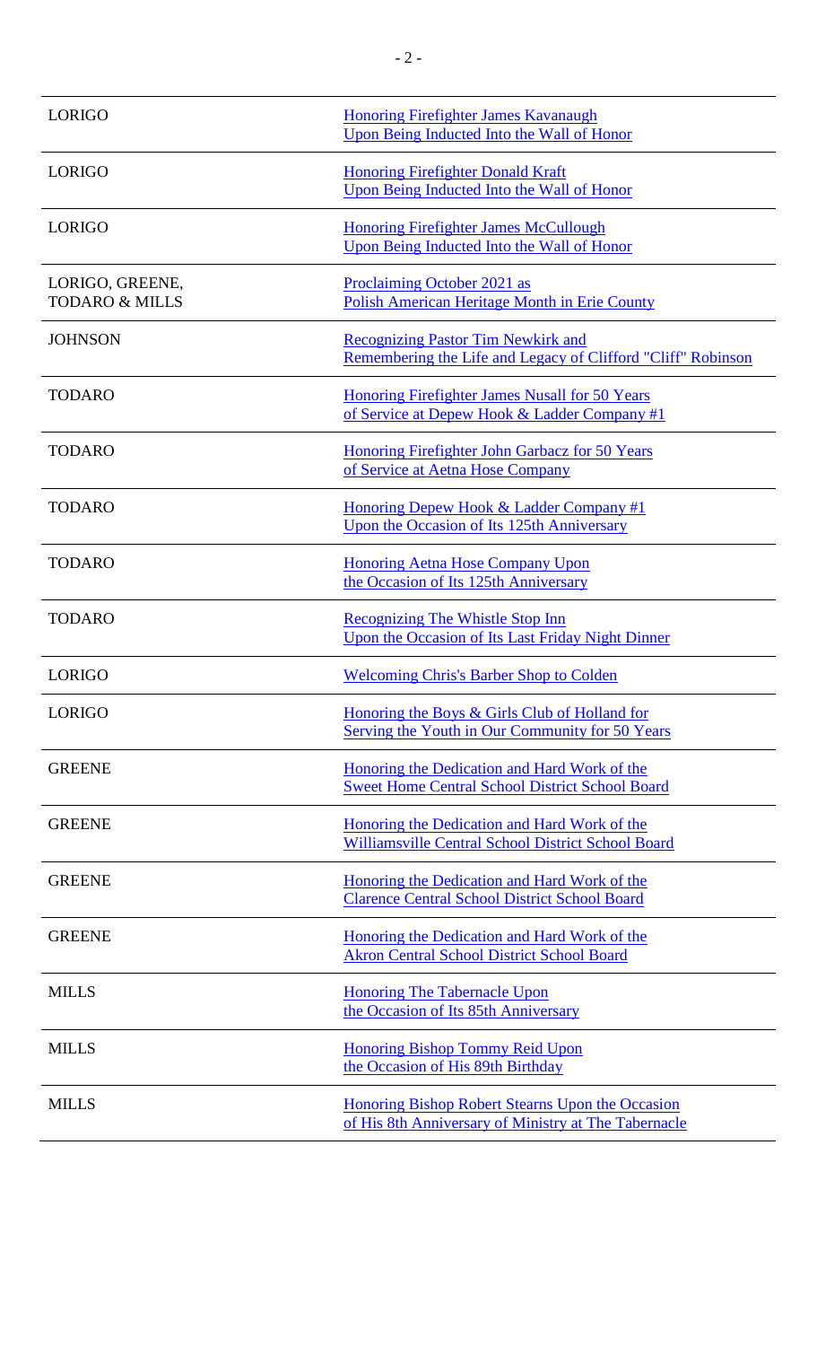| | |
|---|---|
| LORIGO | Honoring Firefighter James Kavanaugh Upon Being Inducted Into the Wall of Honor |
| LORIGO | Honoring Firefighter Donald Kraft Upon Being Inducted Into the Wall of Honor |
| LORIGO | Honoring Firefighter James McCullough Upon Being Inducted Into the Wall of Honor |
| LORIGO, GREENE, TODARO & MILLS | Proclaiming October 2021 as Polish American Heritage Month in Erie County |
| JOHNSON | Recognizing Pastor Tim Newkirk and Remembering the Life and Legacy of Clifford "Cliff" Robinson |
| TODARO | Honoring Firefighter James Nusall for 50 Years of Service at Depew Hook & Ladder Company #1 |
| TODARO | Honoring Firefighter John Garbacz for 50 Years of Service at Aetna Hose Company |
| TODARO | Honoring Depew Hook & Ladder Company #1 Upon the Occasion of Its 125th Anniversary |
| TODARO | Honoring Aetna Hose Company Upon the Occasion of Its 125th Anniversary |
| TODARO | Recognizing The Whistle Stop Inn Upon the Occasion of Its Last Friday Night Dinner |
| LORIGO | Welcoming Chris's Barber Shop to Colden |
| LORIGO | Honoring the Boys & Girls Club of Holland for Serving the Youth in Our Community for 50 Years |
| GREENE | Honoring the Dedication and Hard Work of the Sweet Home Central School District School Board |
| GREENE | Honoring the Dedication and Hard Work of the Williamsville Central School District School Board |
| GREENE | Honoring the Dedication and Hard Work of the Clarence Central School District School Board |
| GREENE | Honoring the Dedication and Hard Work of the Akron Central School District School Board |
| MILLS | Honoring The Tabernacle Upon the Occasion of Its 85th Anniversary |
| MILLS | Honoring Bishop Tommy Reid Upon the Occasion of His 89th Birthday |
| MILLS | Honoring Bishop Robert Stearns Upon the Occasion of His 8th Anniversary of Ministry at The Tabernacle |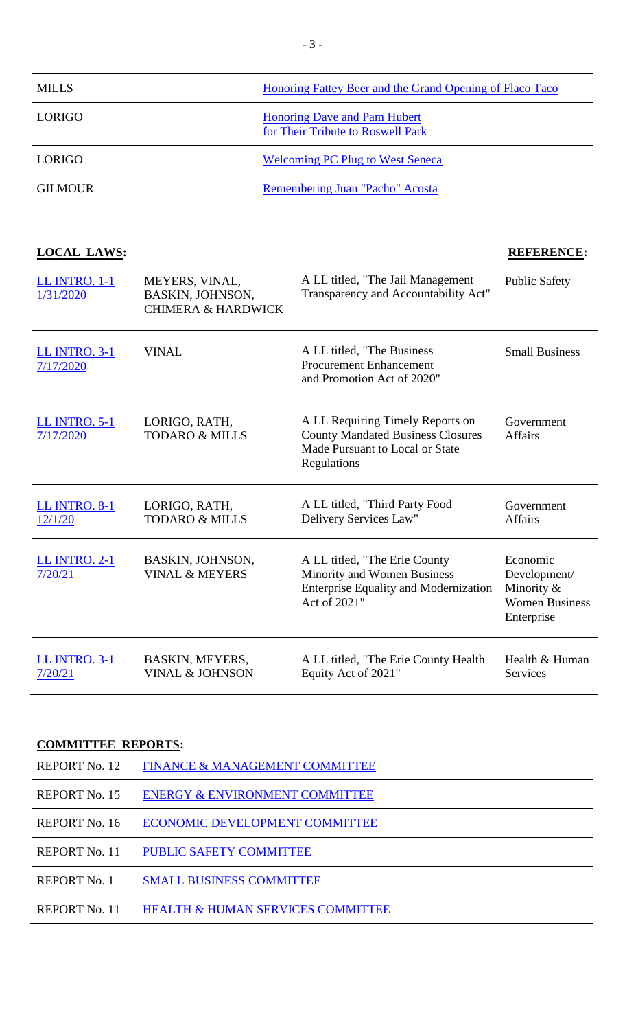| | |
|---|---|
| MILLS | Honoring Fattey Beer and the Grand Opening of Flaco Taco |
| LORIGO | Honoring Dave and Pam Hubert for Their Tribute to Roswell Park |
| LORIGO | Welcoming PC Plug to West Seneca |
| GILMOUR | Remembering Juan "Pacho" Acosta |

**LOCAL LAWS:** **REFERENCE:**

| | | | |
|---|---|---|---|
| LL INTRO. 1-1 1/31/2020 | MEYERS, VINAL, BASKIN, JOHNSON, CHIMERA & HARDWICK | A LL titled, "The Jail Management Transparency and Accountability Act" | Public Safety |
| LL INTRO. 3-1 7/17/2020 | VINAL | A LL titled, "The Business Procurement Enhancement and Promotion Act of 2020" | Small Business |
| LL INTRO. 5-1 7/17/2020 | LORIGO, RATH, TODARO & MILLS | A LL Requiring Timely Reports on County Mandated Business Closures Made Pursuant to Local or State Regulations | Government Affairs |
| LL INTRO. 8-1 12/1/20 | LORIGO, RATH, TODARO & MILLS | A LL titled, "Third Party Food Delivery Services Law" | Government Affairs |
| LL INTRO. 2-1 7/20/21 | BASKIN, JOHNSON, VINAL & MEYERS | A LL titled, "The Erie County Minority and Women Business Enterprise Equality and Modernization Act of 2021" | Economic Development/ Minority & Women Business Enterprise |
| LL INTRO. 3-1 7/20/21 | BASKIN, MEYERS, VINAL & JOHNSON | A LL titled, "The Erie County Health Equity Act of 2021" | Health & Human Services |

**COMMITTEE REPORTS:**

| | |
|---|---|
| REPORT No. 12 | FINANCE & MANAGEMENT COMMITTEE |
| REPORT No. 15 | ENERGY & ENVIRONMENT COMMITTEE |
| REPORT No. 16 | ECONOMIC DEVELOPMENT COMMITTEE |
| REPORT No. 11 | PUBLIC SAFETY COMMITTEE |
| REPORT No. 1 | SMALL BUSINESS COMMITTEE |
| REPORT No. 11 | HEALTH & HUMAN SERVICES COMMITTEE |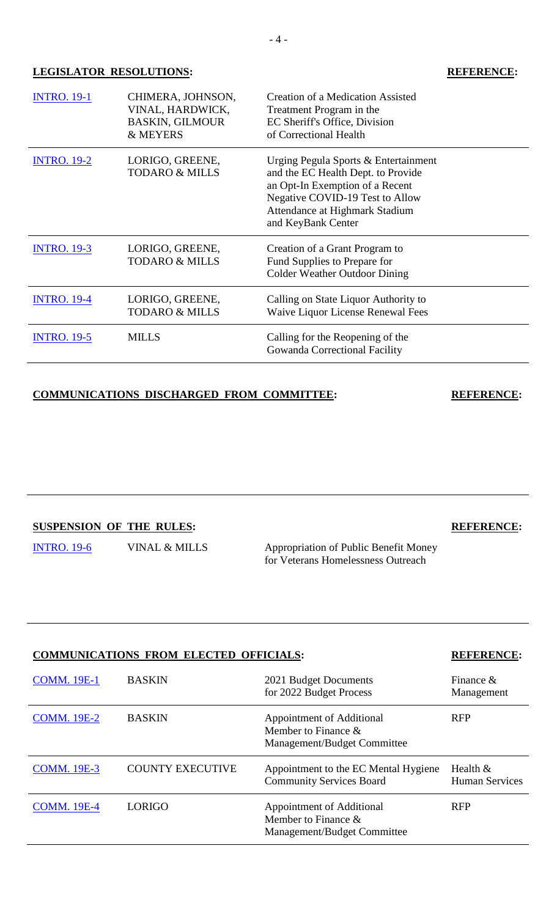| **LEGISLATOR RESOLUTIONS:** | | | **REFERENCE:** |
|---|---|---|---|
| INTRO. 19-1 | CHIMERA, JOHNSON, VINAL, HARDWICK, BASKIN, GILMOUR & MEYERS | Creation of a Medication Assisted Treatment Program in the EC Sheriff's Office, Division of Correctional Health | |
| INTRO. 19-2 | LORIGO, GREENE, TODARO & MILLS | Urging Pegula Sports & Entertainment and the EC Health Dept. to Provide an Opt-In Exemption of a Recent Negative COVID-19 Test to Allow Attendance at Highmark Stadium and KeyBank Center | |
| INTRO. 19-3 | LORIGO, GREENE, TODARO & MILLS | Creation of a Grant Program to Fund Supplies to Prepare for Colder Weather Outdoor Dining | |
| INTRO. 19-4 | LORIGO, GREENE, TODARO & MILLS | Calling on State Liquor Authority to Waive Liquor License Renewal Fees | |
| INTRO. 19-5 | MILLS | Calling for the Reopening of the Gowanda Correctional Facility | |

**COMMUNICATIONS DISCHARGED FROM COMMITTEE:** **REFERENCE:**

| **SUSPENSION OF THE RULES:** | | | **REFERENCE:** |
|---|---|---|---|
| INTRO. 19-6 | VINAL & MILLS | Appropriation of Public Benefit Money for Veterans Homelessness Outreach | |

| **COMMUNICATIONS FROM ELECTED OFFICIALS:** | | | **REFERENCE:** |
|---|---|---|---|
| COMM. 19E-1 | BASKIN | 2021 Budget Documents for 2022 Budget Process | Finance & Management |
| COMM. 19E-2 | BASKIN | Appointment of Additional Member to Finance & Management/Budget Committee | RFP |
| COMM. 19E-3 | COUNTY EXECUTIVE | Appointment to the EC Mental Hygiene Community Services Board | Health & Human Services |
| COMM. 19E-4 | LORIGO | Appointment of Additional Member to Finance & Management/Budget Committee | RFP |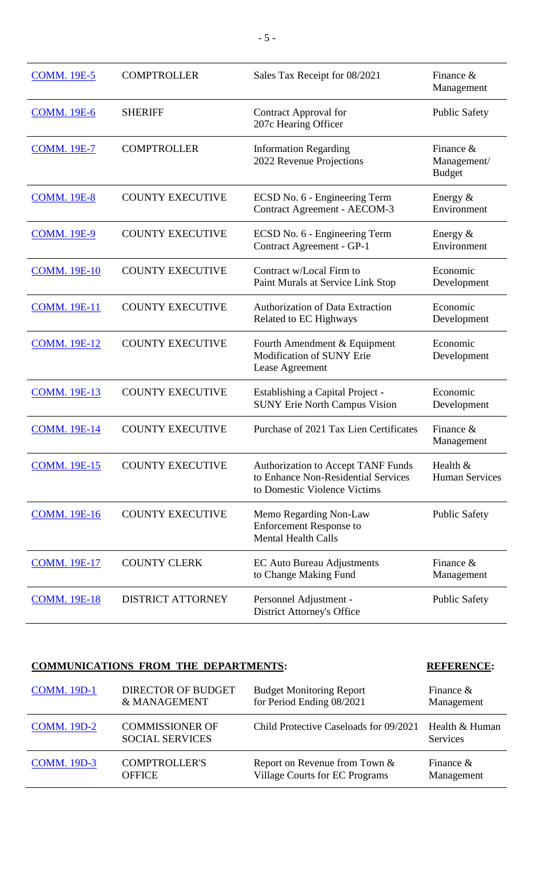| | | | |
|---|---|---|---|
| COMM. 19E-5 | COMPTROLLER | Sales Tax Receipt for 08/2021 | Finance & Management |
| COMM. 19E-6 | SHERIFF | Contract Approval for 207c Hearing Officer | Public Safety |
| COMM. 19E-7 | COMPTROLLER | Information Regarding 2022 Revenue Projections | Finance & Management/ Budget |
| COMM. 19E-8 | COUNTY EXECUTIVE | ECSD No. 6 - Engineering Term Contract Agreement - AECOM-3 | Energy & Environment |
| COMM. 19E-9 | COUNTY EXECUTIVE | ECSD No. 6 - Engineering Term Contract Agreement - GP-1 | Energy & Environment |
| COMM. 19E-10 | COUNTY EXECUTIVE | Contract w/Local Firm to Paint Murals at Service Link Stop | Economic Development |
| COMM. 19E-11 | COUNTY EXECUTIVE | Authorization of Data Extraction Related to EC Highways | Economic Development |
| COMM. 19E-12 | COUNTY EXECUTIVE | Fourth Amendment & Equipment Modification of SUNY Erie Lease Agreement | Economic Development |
| COMM. 19E-13 | COUNTY EXECUTIVE | Establishing a Capital Project - SUNY Erie North Campus Vision | Economic Development |
| COMM. 19E-14 | COUNTY EXECUTIVE | Purchase of 2021 Tax Lien Certificates | Finance & Management |
| COMM. 19E-15 | COUNTY EXECUTIVE | Authorization to Accept TANF Funds to Enhance Non-Residential Services to Domestic Violence Victims | Health & Human Services |
| COMM. 19E-16 | COUNTY EXECUTIVE | Memo Regarding Non-Law Enforcement Response to Mental Health Calls | Public Safety |
| COMM. 19E-17 | COUNTY CLERK | EC Auto Bureau Adjustments to Change Making Fund | Finance & Management |
| COMM. 19E-18 | DISTRICT ATTORNEY | Personnel Adjustment - District Attorney's Office | Public Safety |

**COMMUNICATIONS FROM THE DEPARTMENTS:** **REFERENCE:**

| | | | |
|---|---|---|---|
| COMM. 19D-1 | DIRECTOR OF BUDGET & MANAGEMENT | Budget Monitoring Report for Period Ending 08/2021 | Finance & Management |
| COMM. 19D-2 | COMMISSIONER OF SOCIAL SERVICES | Child Protective Caseloads for 09/2021 | Health & Human Services |
| COMM. 19D-3 | COMPTROLLER'S OFFICE | Report on Revenue from Town & Village Courts for EC Programs | Finance & Management |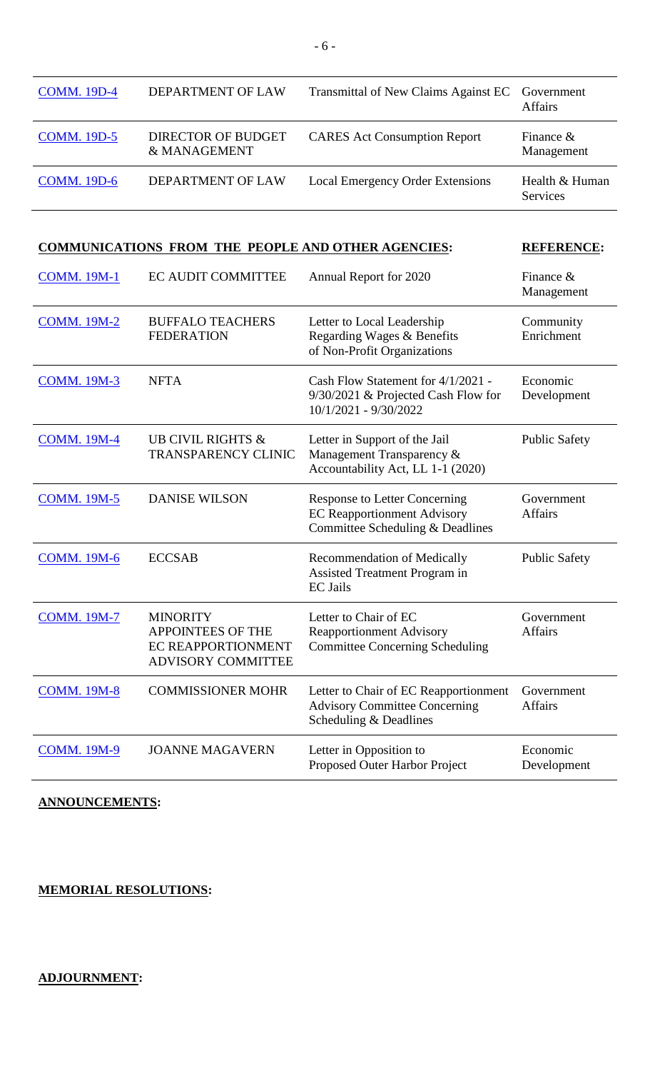| | | | |
|---|---|---|---|
| COMM. 19D-4 | DEPARTMENT OF LAW | Transmittal of New Claims Against EC | Government Affairs |
| COMM. 19D-5 | DIRECTOR OF BUDGET & MANAGEMENT | CARES Act Consumption Report | Finance & Management |
| COMM. 19D-6 | DEPARTMENT OF LAW | Local Emergency Order Extensions | Health & Human Services |

**COMMUNICATIONS FROM THE PEOPLE AND OTHER AGENCIES:** **REFERENCE:**

| | | | |
|---|---|---|---|
| COMM. 19M-1 | EC AUDIT COMMITTEE | Annual Report for 2020 | Finance & Management |
| COMM. 19M-2 | BUFFALO TEACHERS FEDERATION | Letter to Local Leadership Regarding Wages & Benefits of Non-Profit Organizations | Community Enrichment |
| COMM. 19M-3 | NFTA | Cash Flow Statement for 4/1/2021 - 9/30/2021 & Projected Cash Flow for 10/1/2021 - 9/30/2022 | Economic Development |
| COMM. 19M-4 | UB CIVIL RIGHTS & TRANSPARENCY CLINIC | Letter in Support of the Jail Management Transparency & Accountability Act, LL 1-1 (2020) | Public Safety |
| COMM. 19M-5 | DANISE WILSON | Response to Letter Concerning EC Reapportionment Advisory Committee Scheduling & Deadlines | Government Affairs |
| COMM. 19M-6 | ECCSAB | Recommendation of Medically Assisted Treatment Program in EC Jails | Public Safety |
| COMM. 19M-7 | MINORITY APPOINTEES OF THE EC REAPPORTIONMENT ADVISORY COMMITTEE | Letter to Chair of EC Reapportionment Advisory Committee Concerning Scheduling | Government Affairs |
| COMM. 19M-8 | COMMISSIONER MOHR | Letter to Chair of EC Reapportionment Advisory Committee Concerning Scheduling & Deadlines | Government Affairs |
| COMM. 19M-9 | JOANNE MAGAVERN | Letter in Opposition to Proposed Outer Harbor Project | Economic Development |

**ANNOUNCEMENTS:**

**MEMORIAL RESOLUTIONS:**

**ADJOURNMENT:**